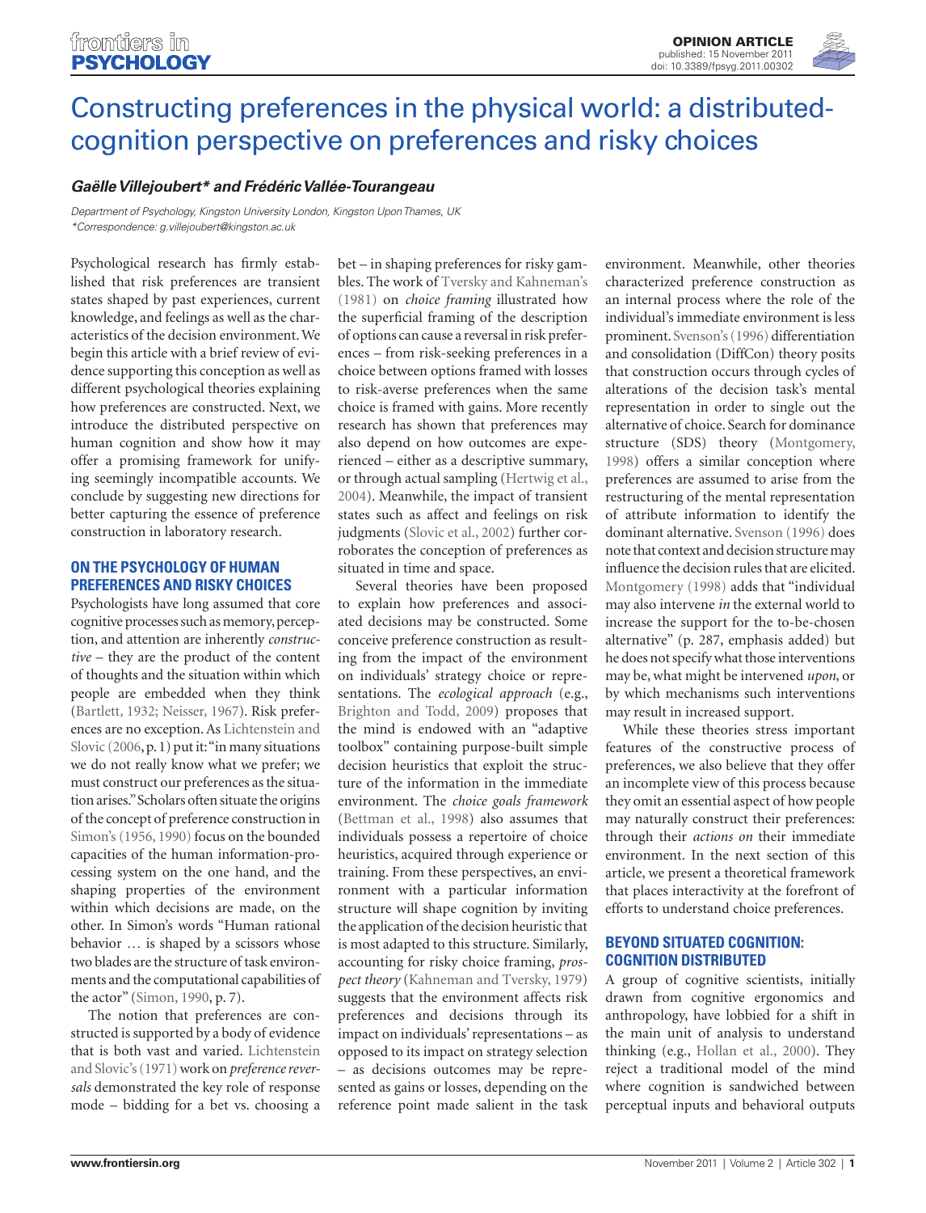# Constructing preferences in the physical world: a distributed-cognition perspective on preferences and risky choices

***Gaëlle Villejoubert\* and Frédéric Vallée-Tourangeau***

*Department of Psychology, Kingston University London, Kingston Upon Thames, UK*
*\*Correspondence: g.villejoubert@kingston.ac.uk*

Psychological research has firmly established that risk preferences are transient states shaped by past experiences, current knowledge, and feelings as well as the characteristics of the decision environment. We begin this article with a brief review of evidence supporting this conception as well as different psychological theories explaining how preferences are constructed. Next, we introduce the distributed perspective on human cognition and show how it may offer a promising framework for unifying seemingly incompatible accounts. We conclude by suggesting new directions for better capturing the essence of preference construction in laboratory research.

## ON THE PSYCHOLOGY OF HUMAN PREFERENCES AND RISKY CHOICES

Psychologists have long assumed that core cognitive processes such as memory, perception, and attention are inherently *constructive* – they are the product of the content of thoughts and the situation within which people are embedded when they think (Bartlett, 1932; Neisser, 1967). Risk preferences are no exception. As Lichtenstein and Slovic (2006, p. 1) put it: "in many situations we do not really know what we prefer; we must construct our preferences as the situation arises." Scholars often situate the origins of the concept of preference construction in Simon's (1956, 1990) focus on the bounded capacities of the human information-processing system on the one hand, and the shaping properties of the environment within which decisions are made, on the other. In Simon's words "Human rational behavior … is shaped by a scissors whose two blades are the structure of task environments and the computational capabilities of the actor" (Simon, 1990, p. 7).

The notion that preferences are constructed is supported by a body of evidence that is both vast and varied. Lichtenstein and Slovic's (1971) work on *preference reversals* demonstrated the key role of response mode – bidding for a bet vs. choosing a bet – in shaping preferences for risky gambles. The work of Tversky and Kahneman's (1981) on *choice framing* illustrated how the superficial framing of the description of options can cause a reversal in risk preferences – from risk-seeking preferences in a choice between options framed with losses to risk-averse preferences when the same choice is framed with gains. More recently research has shown that preferences may also depend on how outcomes are experienced – either as a descriptive summary, or through actual sampling (Hertwig et al., 2004). Meanwhile, the impact of transient states such as affect and feelings on risk judgments (Slovic et al., 2002) further corroborates the conception of preferences as situated in time and space.

Several theories have been proposed to explain how preferences and associated decisions may be constructed. Some conceive preference construction as resulting from the impact of the environment on individuals' strategy choice or representations. The *ecological approach* (e.g., Brighton and Todd, 2009) proposes that the mind is endowed with an "adaptive toolbox" containing purpose-built simple decision heuristics that exploit the structure of the information in the immediate environment. The *choice goals framework* (Bettman et al., 1998) also assumes that individuals possess a repertoire of choice heuristics, acquired through experience or training. From these perspectives, an environment with a particular information structure will shape cognition by inviting the application of the decision heuristic that is most adapted to this structure. Similarly, accounting for risky choice framing, *prospect theory* (Kahneman and Tversky, 1979) suggests that the environment affects risk preferences and decisions through its impact on individuals' representations – as opposed to its impact on strategy selection – as decisions outcomes may be represented as gains or losses, depending on the reference point made salient in the task environment. Meanwhile, other theories characterized preference construction as an internal process where the role of the individual's immediate environment is less prominent. Svenson's (1996) differentiation and consolidation (DiffCon) theory posits that construction occurs through cycles of alterations of the decision task's mental representation in order to single out the alternative of choice. Search for dominance structure (SDS) theory (Montgomery, 1998) offers a similar conception where preferences are assumed to arise from the restructuring of the mental representation of attribute information to identify the dominant alternative. Svenson (1996) does note that context and decision structure may influence the decision rules that are elicited. Montgomery (1998) adds that "individual may also intervene *in* the external world to increase the support for the to-be-chosen alternative" (p. 287, emphasis added) but he does not specify what those interventions may be, what might be intervened *upon*, or by which mechanisms such interventions may result in increased support.

While these theories stress important features of the constructive process of preferences, we also believe that they offer an incomplete view of this process because they omit an essential aspect of how people may naturally construct their preferences: through their *actions on* their immediate environment. In the next section of this article, we present a theoretical framework that places interactivity at the forefront of efforts to understand choice preferences.

## BEYOND SITUATED COGNITION: COGNITION DISTRIBUTED

A group of cognitive scientists, initially drawn from cognitive ergonomics and anthropology, have lobbied for a shift in the main unit of analysis to understand thinking (e.g., Hollan et al., 2000). They reject a traditional model of the mind where cognition is sandwiched between perceptual inputs and behavioral outputs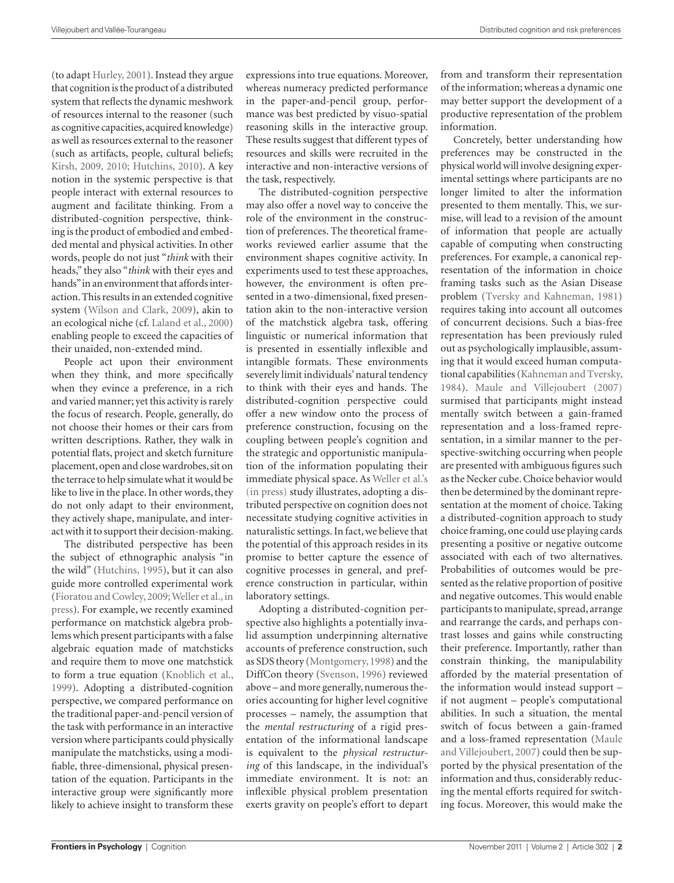(to adapt Hurley, 2001). Instead they argue that cognition is the product of a distributed system that reflects the dynamic meshwork of resources internal to the reasoner (such as cognitive capacities, acquired knowledge) as well as resources external to the reasoner (such as artifacts, people, cultural beliefs; Kirsh, 2009, 2010; Hutchins, 2010). A key notion in the systemic perspective is that people interact with external resources to augment and facilitate thinking. From a distributed-cognition perspective, thinking is the product of embodied and embedded mental and physical activities. In other words, people do not just "*think* with their heads," they also "*think* with their eyes and hands" in an environment that affords interaction. This results in an extended cognitive system (Wilson and Clark, 2009), akin to an ecological niche (cf. Laland et al., 2000) enabling people to exceed the capacities of their unaided, non-extended mind.

People act upon their environment when they think, and more specifically when they evince a preference, in a rich and varied manner; yet this activity is rarely the focus of research. People, generally, do not choose their homes or their cars from written descriptions. Rather, they walk in potential flats, project and sketch furniture placement, open and close wardrobes, sit on the terrace to help simulate what it would be like to live in the place. In other words, they do not only adapt to their environment, they actively shape, manipulate, and interact with it to support their decision-making.

The distributed perspective has been the subject of ethnographic analysis "in the wild" (Hutchins, 1995), but it can also guide more controlled experimental work (Fioratou and Cowley, 2009; Weller et al., in press). For example, we recently examined performance on matchstick algebra problems which present participants with a false algebraic equation made of matchsticks and require them to move one matchstick to form a true equation (Knoblich et al., 1999). Adopting a distributed-cognition perspective, we compared performance on the traditional paper-and-pencil version of the task with performance in an interactive version where participants could physically manipulate the matchsticks, using a modifiable, three-dimensional, physical presentation of the equation. Participants in the interactive group were significantly more likely to achieve insight to transform these expressions into true equations. Moreover, whereas numeracy predicted performance in the paper-and-pencil group, performance was best predicted by visuo-spatial reasoning skills in the interactive group. These results suggest that different types of resources and skills were recruited in the interactive and non-interactive versions of the task, respectively.

The distributed-cognition perspective may also offer a novel way to conceive the role of the environment in the construction of preferences. The theoretical frameworks reviewed earlier assume that the environment shapes cognitive activity. In experiments used to test these approaches, however, the environment is often presented in a two-dimensional, fixed presentation akin to the non-interactive version of the matchstick algebra task, offering linguistic or numerical information that is presented in essentially inflexible and intangible formats. These environments severely limit individuals' natural tendency to think with their eyes and hands. The distributed-cognition perspective could offer a new window onto the process of preference construction, focusing on the coupling between people's cognition and the strategic and opportunistic manipulation of the information populating their immediate physical space. As Weller et al.'s (in press) study illustrates, adopting a distributed perspective on cognition does not necessitate studying cognitive activities in naturalistic settings. In fact, we believe that the potential of this approach resides in its promise to better capture the essence of cognitive processes in general, and preference construction in particular, within laboratory settings.

Adopting a distributed-cognition perspective also highlights a potentially invalid assumption underpinning alternative accounts of preference construction, such as SDS theory (Montgomery, 1998) and the DiffCon theory (Svenson, 1996) reviewed above – and more generally, numerous theories accounting for higher level cognitive processes – namely, the assumption that the *mental restructuring* of a rigid presentation of the informational landscape is equivalent to the *physical restructuring* of this landscape, in the individual's immediate environment. It is not: an inflexible physical problem presentation exerts gravity on people's effort to depart from and transform their representation of the information; whereas a dynamic one may better support the development of a productive representation of the problem information.

Concretely, better understanding how preferences may be constructed in the physical world will involve designing experimental settings where participants are no longer limited to alter the information presented to them mentally. This, we surmise, will lead to a revision of the amount of information that people are actually capable of computing when constructing preferences. For example, a canonical representation of the information in choice framing tasks such as the Asian Disease problem (Tversky and Kahneman, 1981) requires taking into account all outcomes of concurrent decisions. Such a bias-free representation has been previously ruled out as psychologically implausible, assuming that it would exceed human computational capabilities (Kahneman and Tversky, 1984). Maule and Villejoubert (2007) surmised that participants might instead mentally switch between a gain-framed representation and a loss-framed representation, in a similar manner to the perspective-switching occurring when people are presented with ambiguous figures such as the Necker cube. Choice behavior would then be determined by the dominant representation at the moment of choice. Taking a distributed-cognition approach to study choice framing, one could use playing cards presenting a positive or negative outcome associated with each of two alternatives. Probabilities of outcomes would be presented as the relative proportion of positive and negative outcomes. This would enable participants to manipulate, spread, arrange and rearrange the cards, and perhaps contrast losses and gains while constructing their preference. Importantly, rather than constrain thinking, the manipulability afforded by the material presentation of the information would instead support – if not augment – people's computational abilities. In such a situation, the mental switch of focus between a gain-framed and a loss-framed representation (Maule and Villejoubert, 2007) could then be supported by the physical presentation of the information and thus, considerably reducing the mental efforts required for switching focus. Moreover, this would make the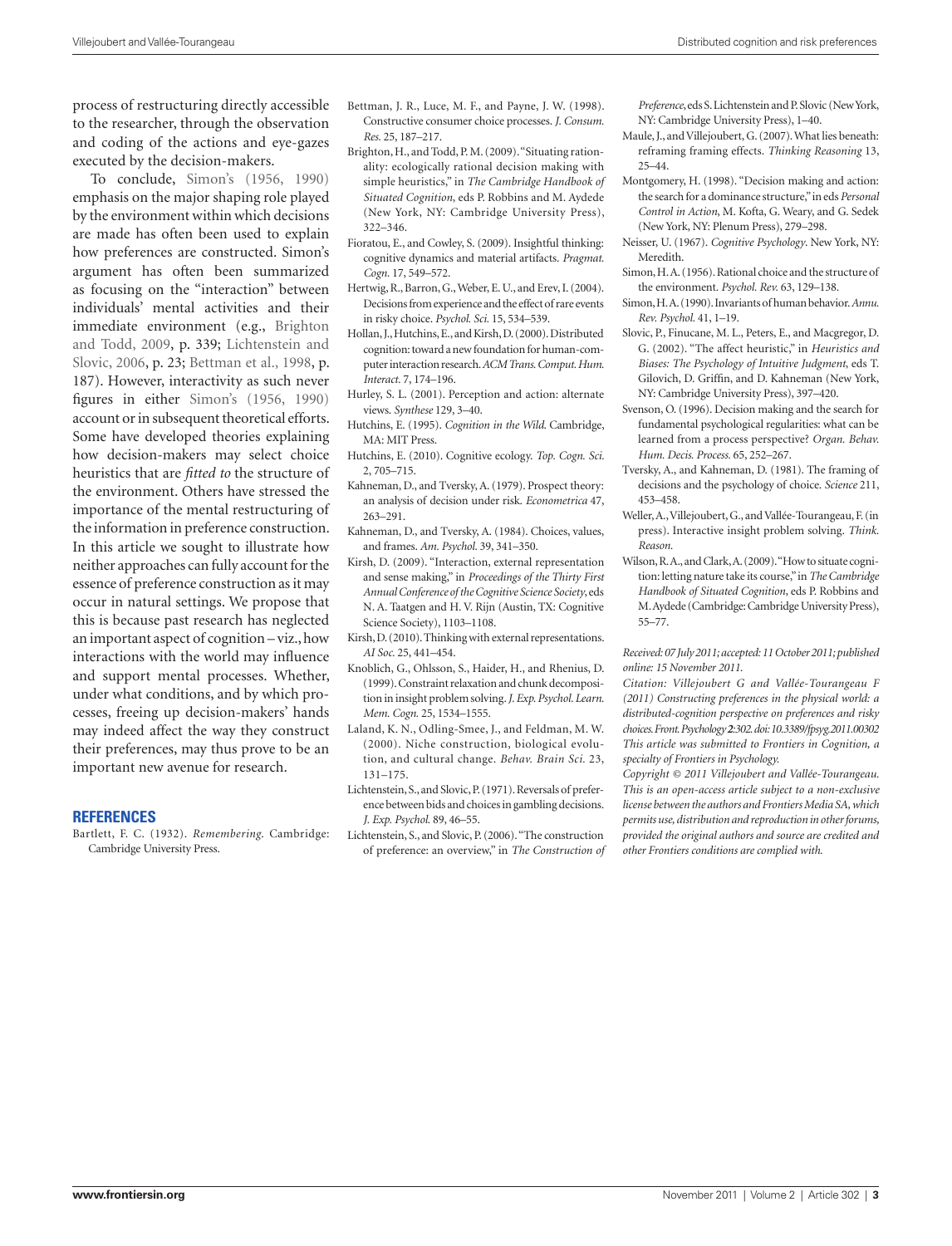process of restructuring directly accessible to the researcher, through the observation and coding of the actions and eye-gazes executed by the decision-makers.

To conclude, Simon's (1956, 1990) emphasis on the major shaping role played by the environment within which decisions are made has often been used to explain how preferences are constructed. Simon's argument has often been summarized as focusing on the "interaction" between individuals' mental activities and their immediate environment (e.g., Brighton and Todd, 2009, p. 339; Lichtenstein and Slovic, 2006, p. 23; Bettman et al., 1998, p. 187). However, interactivity as such never figures in either Simon's (1956, 1990) account or in subsequent theoretical efforts. Some have developed theories explaining how decision-makers may select choice heuristics that are *fitted to* the structure of the environment. Others have stressed the importance of the mental restructuring of the information in preference construction. In this article we sought to illustrate how neither approaches can fully account for the essence of preference construction as it may occur in natural settings. We propose that this is because past research has neglected an important aspect of cognition – viz., how interactions with the world may influence and support mental processes. Whether, under what conditions, and by which processes, freeing up decision-makers' hands may indeed affect the way they construct their preferences, may thus prove to be an important new avenue for research.

## REFERENCES

Bartlett, F. C. (1932). *Remembering.* Cambridge: Cambridge University Press.

Bettman, J. R., Luce, M. F., and Payne, J. W. (1998). Constructive consumer choice processes. *J. Consum. Res.* 25, 187–217.

Brighton, H., and Todd, P. M. (2009). "Situating rationality: ecologically rational decision making with simple heuristics," in *The Cambridge Handbook of Situated Cognition*, eds P. Robbins and M. Aydede (New York, NY: Cambridge University Press), 322–346.

Fioratou, E., and Cowley, S. (2009). Insightful thinking: cognitive dynamics and material artifacts. *Pragmat. Cogn.* 17, 549–572.

Hertwig, R., Barron, G., Weber, E. U., and Erev, I. (2004). Decisions from experience and the effect of rare events in risky choice. *Psychol. Sci.* 15, 534–539.

Hollan, J., Hutchins, E., and Kirsh, D. (2000). Distributed cognition: toward a new foundation for human-computer interaction research. *ACM Trans. Comput. Hum. Interact.* 7, 174–196.

Hurley, S. L. (2001). Perception and action: alternate views. *Synthese* 129, 3–40.

Hutchins, E. (1995). *Cognition in the Wild.* Cambridge, MA: MIT Press.

Hutchins, E. (2010). Cognitive ecology. *Top. Cogn. Sci.* 2, 705–715.

Kahneman, D., and Tversky, A. (1979). Prospect theory: an analysis of decision under risk. *Econometrica* 47, 263–291.

Kahneman, D., and Tversky, A. (1984). Choices, values, and frames. *Am. Psychol.* 39, 341–350.

Kirsh, D. (2009). "Interaction, external representation and sense making," in *Proceedings of the Thirty First Annual Conference of the Cognitive Science Society*, eds N. A. Taatgen and H. V. Rijn (Austin, TX: Cognitive Science Society), 1103–1108.

Kirsh, D. (2010). Thinking with external representations. *AI Soc.* 25, 441–454.

Knoblich, G., Ohlsson, S., Haider, H., and Rhenius, D. (1999). Constraint relaxation and chunk decomposition in insight problem solving. *J. Exp. Psychol. Learn. Mem. Cogn.* 25, 1534–1555.

Laland, K. N., Odling-Smee, J., and Feldman, M. W. (2000). Niche construction, biological evolution, and cultural change. *Behav. Brain Sci.* 23, 131–175.

Lichtenstein, S., and Slovic, P. (1971). Reversals of preference between bids and choices in gambling decisions. *J. Exp. Psychol.* 89, 46–55.

Lichtenstein, S., and Slovic, P. (2006). "The construction of preference: an overview," in *The Construction of Preference*, eds S. Lichtenstein and P. Slovic (New York, NY: Cambridge University Press), 1–40.

Maule, J., and Villejoubert, G. (2007). What lies beneath: reframing framing effects. *Thinking Reasoning* 13, 25–44.

Montgomery, H. (1998). "Decision making and action: the search for a dominance structure," in eds *Personal Control in Action*, M. Kofta, G. Weary, and G. Sedek (New York, NY: Plenum Press), 279–298.

Neisser, U. (1967). *Cognitive Psychology.* New York, NY: Meredith.

Simon, H. A. (1956). Rational choice and the structure of the environment. *Psychol. Rev.* 63, 129–138.

Simon, H. A. (1990). Invariants of human behavior. *Annu. Rev. Psychol.* 41, 1–19.

Slovic, P., Finucane, M. L., Peters, E., and Macgregor, D. G. (2002). "The affect heuristic," in *Heuristics and Biases: The Psychology of Intuitive Judgment*, eds T. Gilovich, D. Griffin, and D. Kahneman (New York, NY: Cambridge University Press), 397–420.

Svenson, O. (1996). Decision making and the search for fundamental psychological regularities: what can be learned from a process perspective? *Organ. Behav. Hum. Decis. Process.* 65, 252–267.

Tversky, A., and Kahneman, D. (1981). The framing of decisions and the psychology of choice. *Science* 211, 453–458.

Weller, A., Villejoubert, G., and Vallée-Tourangeau, F. (in press). Interactive insight problem solving. *Think. Reason.*

Wilson, R. A., and Clark, A. (2009). "How to situate cognition: letting nature take its course," in *The Cambridge Handbook of Situated Cognition*, eds P. Robbins and M. Aydede (Cambridge: Cambridge University Press), 55–77.

*Received: 07 July 2011; accepted: 11 October 2011; published online: 15 November 2011.*

*Citation: Villejoubert G and Vallée-Tourangeau F (2011) Constructing preferences in the physical world: a distributed-cognition perspective on preferences and risky choices. Front. Psychology **2**:302. doi: 10.3389/fpsyg.2011.00302*

*This article was submitted to Frontiers in Cognition, a specialty of Frontiers in Psychology.*

*Copyright © 2011 Villejoubert and Vallée-Tourangeau. This is an open-access article subject to a non-exclusive license between the authors and Frontiers Media SA, which permits use, distribution and reproduction in other forums, provided the original authors and source are credited and other Frontiers conditions are complied with.*